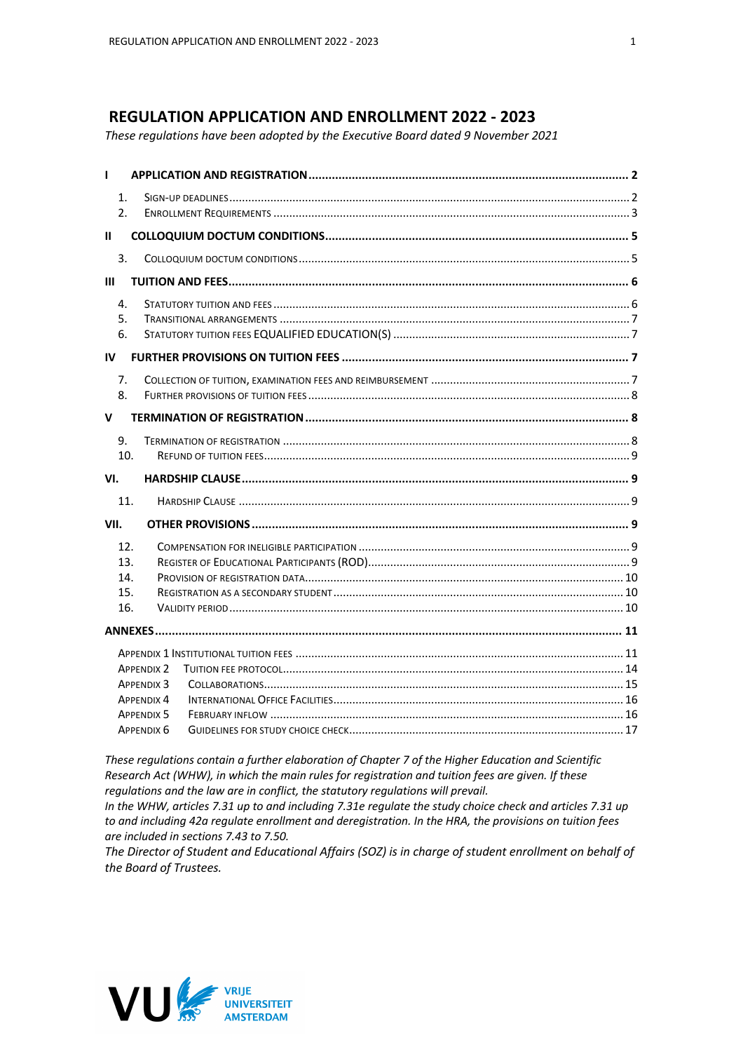# REGULATION APPLICATION AND ENROLLMENT 2022 - 2023

*These regulations have been adopted by the Executive Board dated 9 November 2021*

**I APPLICATION AND REGISTRATION** ... 2

1. Sign-up deadlines ... 2
2. Enrollment Requirements ... 3

**II COLLOQUIUM DOCTUM CONDITIONS** ... 5

3. Colloquium doctum conditions ... 5

**III TUITION AND FEES** ... 6

4. Statutory tuition and fees ... 6
5. Transitional arrangements ... 7
6. Statutory tuition fees EQUALIFIED EDUCATION(S) ... 7

**IV FURTHER PROVISIONS ON TUITION FEES** ... 7

7. Collection of tuition, examination fees and reimbursement ... 7
8. Further provisions of tuition fees ... 8

**V TERMINATION OF REGISTRATION** ... 8

9. Termination of registration ... 8
10. Refund of tuition fees ... 9

**VI. HARDSHIP CLAUSE** ... 9

11. Hardship Clause ... 9

**VII. OTHER PROVISIONS** ... 9

12. Compensation for ineligible participation ... 9
13. Register of Educational Participants (ROD) ... 9
14. Provision of registration data ... 10
15. Registration as a secondary student ... 10
16. Validity period ... 10

**ANNEXES** ... 11

Appendix 1 Institutional tuition fees ... 11
Appendix 2 Tuition fee protocol ... 14
Appendix 3 Collaborations ... 15
Appendix 4 International Office Facilities ... 16
Appendix 5 February inflow ... 16
Appendix 6 Guidelines for study choice check ... 17

*These regulations contain a further elaboration of Chapter 7 of the Higher Education and Scientific Research Act (WHW), in which the main rules for registration and tuition fees are given. If these regulations and the law are in conflict, the statutory regulations will prevail.*
*In the WHW, articles 7.31 up to and including 7.31e regulate the study choice check and articles 7.31 up to and including 42a regulate enrollment and deregistration. In the HRA, the provisions on tuition fees are included in sections 7.43 to 7.50.*
*The Director of Student and Educational Affairs (SOZ) is in charge of student enrollment on behalf of the Board of Trustees.*

VU VRIJE UNIVERSITEIT AMSTERDAM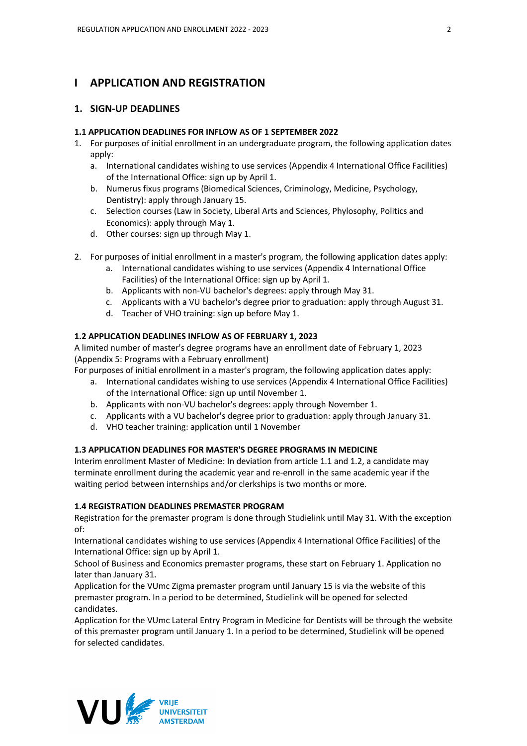# I APPLICATION AND REGISTRATION

## 1. SIGN-UP DEADLINES

### 1.1 APPLICATION DEADLINES FOR INFLOW AS OF 1 SEPTEMBER 2022

1. For purposes of initial enrollment in an undergraduate program, the following application dates apply:
   a. International candidates wishing to use services (Appendix 4 International Office Facilities) of the International Office: sign up by April 1.
   b. Numerus fixus programs (Biomedical Sciences, Criminology, Medicine, Psychology, Dentistry): apply through January 15.
   c. Selection courses (Law in Society, Liberal Arts and Sciences, Phylosophy, Politics and Economics): apply through May 1.
   d. Other courses: sign up through May 1.

2. For purposes of initial enrollment in a master's program, the following application dates apply:
   a. International candidates wishing to use services (Appendix 4 International Office Facilities) of the International Office: sign up by April 1.
   b. Applicants with non-VU bachelor's degrees: apply through May 31.
   c. Applicants with a VU bachelor's degree prior to graduation: apply through August 31.
   d. Teacher of VHO training: sign up before May 1.

### 1.2 APPLICATION DEADLINES INFLOW AS OF FEBRUARY 1, 2023

A limited number of master's degree programs have an enrollment date of February 1, 2023 (Appendix 5: Programs with a February enrollment)

For purposes of initial enrollment in a master's program, the following application dates apply:

a. International candidates wishing to use services (Appendix 4 International Office Facilities) of the International Office: sign up until November 1.
b. Applicants with non-VU bachelor's degrees: apply through November 1.
c. Applicants with a VU bachelor's degree prior to graduation: apply through January 31.
d. VHO teacher training: application until 1 November

### 1.3 APPLICATION DEADLINES FOR MASTER'S DEGREE PROGRAMS IN MEDICINE

Interim enrollment Master of Medicine: In deviation from article 1.1 and 1.2, a candidate may terminate enrollment during the academic year and re-enroll in the same academic year if the waiting period between internships and/or clerkships is two months or more.

### 1.4 REGISTRATION DEADLINES PREMASTER PROGRAM

Registration for the premaster program is done through Studielink until May 31. With the exception of:

International candidates wishing to use services (Appendix 4 International Office Facilities) of the International Office: sign up by April 1.

School of Business and Economics premaster programs, these start on February 1. Application no later than January 31.

Application for the VUmc Zigma premaster program until January 15 is via the website of this premaster program. In a period to be determined, Studielink will be opened for selected candidates.

Application for the VUmc Lateral Entry Program in Medicine for Dentists will be through the website of this premaster program until January 1. In a period to be determined, Studielink will be opened for selected candidates.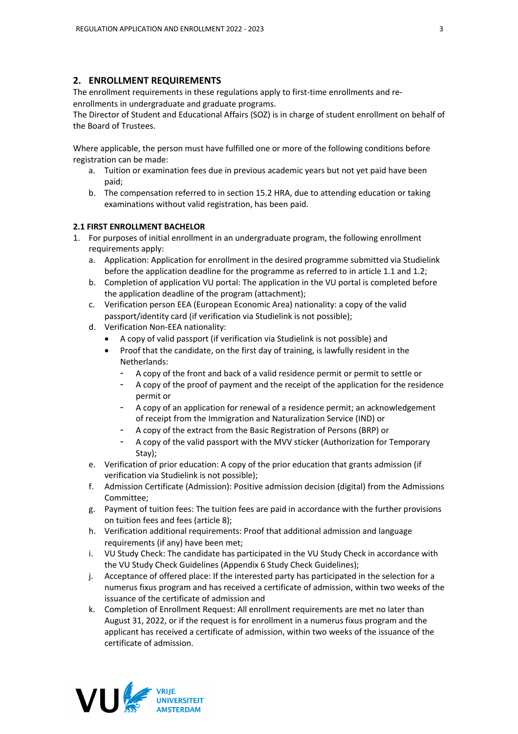## 2. ENROLLMENT REQUIREMENTS

The enrollment requirements in these regulations apply to first-time enrollments and re-enrollments in undergraduate and graduate programs.
The Director of Student and Educational Affairs (SOZ) is in charge of student enrollment on behalf of the Board of Trustees.

Where applicable, the person must have fulfilled one or more of the following conditions before registration can be made:

a. Tuition or examination fees due in previous academic years but not yet paid have been paid;
b. The compensation referred to in section 15.2 HRA, due to attending education or taking examinations without valid registration, has been paid.

### 2.1 FIRST ENROLLMENT BACHELOR

1. For purposes of initial enrollment in an undergraduate program, the following enrollment requirements apply:
   a. Application: Application for enrollment in the desired programme submitted via Studielink before the application deadline for the programme as referred to in article 1.1 and 1.2;
   b. Completion of application VU portal: The application in the VU portal is completed before the application deadline of the program (attachment);
   c. Verification person EEA (European Economic Area) nationality: a copy of the valid passport/identity card (if verification via Studielink is not possible);
   d. Verification Non-EEA nationality:
      - A copy of valid passport (if verification via Studielink is not possible) and
      - Proof that the candidate, on the first day of training, is lawfully resident in the Netherlands:
        - A copy of the front and back of a valid residence permit or permit to settle or
        - A copy of the proof of payment and the receipt of the application for the residence permit or
        - A copy of an application for renewal of a residence permit; an acknowledgement of receipt from the Immigration and Naturalization Service (IND) or
        - A copy of the extract from the Basic Registration of Persons (BRP) or
        - A copy of the valid passport with the MVV sticker (Authorization for Temporary Stay);
   e. Verification of prior education: A copy of the prior education that grants admission (if verification via Studielink is not possible);
   f. Admission Certificate (Admission): Positive admission decision (digital) from the Admissions Committee;
   g. Payment of tuition fees: The tuition fees are paid in accordance with the further provisions on tuition fees and fees (article 8);
   h. Verification additional requirements: Proof that additional admission and language requirements (if any) have been met;
   i. VU Study Check: The candidate has participated in the VU Study Check in accordance with the VU Study Check Guidelines (Appendix 6 Study Check Guidelines);
   j. Acceptance of offered place: If the interested party has participated in the selection for a numerus fixus program and has received a certificate of admission, within two weeks of the issuance of the certificate of admission and
   k. Completion of Enrollment Request: All enrollment requirements are met no later than August 31, 2022, or if the request is for enrollment in a numerus fixus program and the applicant has received a certificate of admission, within two weeks of the issuance of the certificate of admission.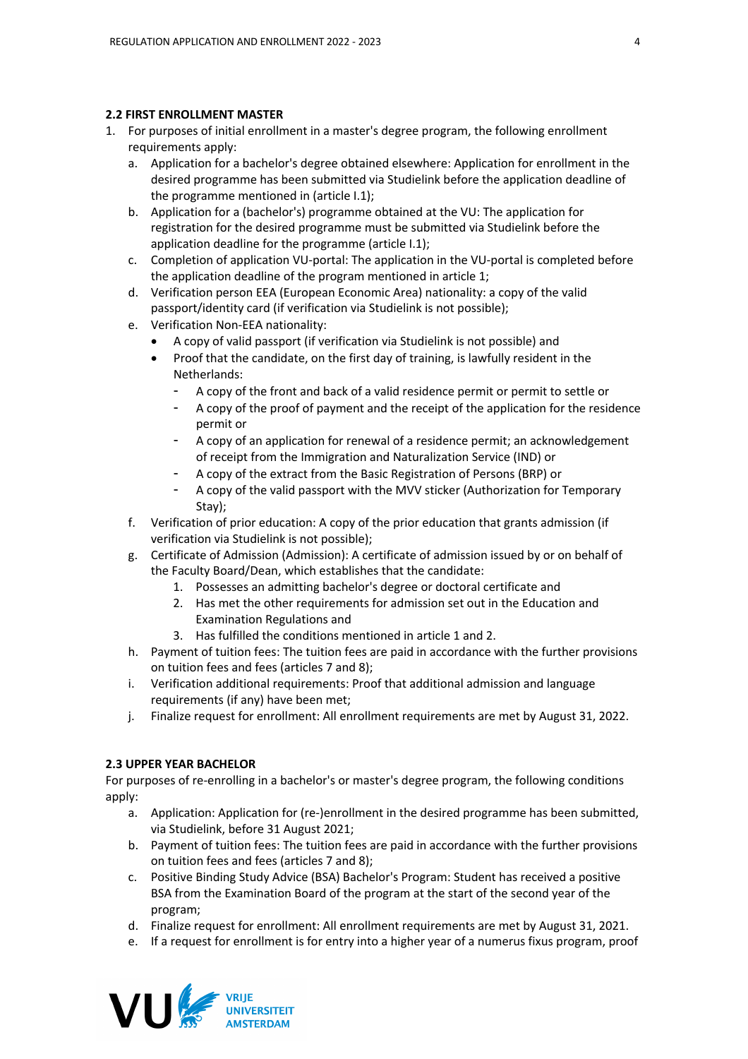### 2.2 FIRST ENROLLMENT MASTER

1. For purposes of initial enrollment in a master's degree program, the following enrollment requirements apply:
   a. Application for a bachelor's degree obtained elsewhere: Application for enrollment in the desired programme has been submitted via Studielink before the application deadline of the programme mentioned in (article I.1);
   b. Application for a (bachelor's) programme obtained at the VU: The application for registration for the desired programme must be submitted via Studielink before the application deadline for the programme (article I.1);
   c. Completion of application VU-portal: The application in the VU-portal is completed before the application deadline of the program mentioned in article 1;
   d. Verification person EEA (European Economic Area) nationality: a copy of the valid passport/identity card (if verification via Studielink is not possible);
   e. Verification Non-EEA nationality:
      - A copy of valid passport (if verification via Studielink is not possible) and
      - Proof that the candidate, on the first day of training, is lawfully resident in the Netherlands:
         - A copy of the front and back of a valid residence permit or permit to settle or
         - A copy of the proof of payment and the receipt of the application for the residence permit or
         - A copy of an application for renewal of a residence permit; an acknowledgement of receipt from the Immigration and Naturalization Service (IND) or
         - A copy of the extract from the Basic Registration of Persons (BRP) or
         - A copy of the valid passport with the MVV sticker (Authorization for Temporary Stay);
   f. Verification of prior education: A copy of the prior education that grants admission (if verification via Studielink is not possible);
   g. Certificate of Admission (Admission): A certificate of admission issued by or on behalf of the Faculty Board/Dean, which establishes that the candidate:
      1. Possesses an admitting bachelor's degree or doctoral certificate and
      2. Has met the other requirements for admission set out in the Education and Examination Regulations and
      3. Has fulfilled the conditions mentioned in article 1 and 2.
   h. Payment of tuition fees: The tuition fees are paid in accordance with the further provisions on tuition fees and fees (articles 7 and 8);
   i. Verification additional requirements: Proof that additional admission and language requirements (if any) have been met;
   j. Finalize request for enrollment: All enrollment requirements are met by August 31, 2022.

### 2.3 UPPER YEAR BACHELOR

For purposes of re-enrolling in a bachelor's or master's degree program, the following conditions apply:

a. Application: Application for (re-)enrollment in the desired programme has been submitted, via Studielink, before 31 August 2021;
b. Payment of tuition fees: The tuition fees are paid in accordance with the further provisions on tuition fees and fees (articles 7 and 8);
c. Positive Binding Study Advice (BSA) Bachelor's Program: Student has received a positive BSA from the Examination Board of the program at the start of the second year of the program;
d. Finalize request for enrollment: All enrollment requirements are met by August 31, 2021.
e. If a request for enrollment is for entry into a higher year of a numerus fixus program, proof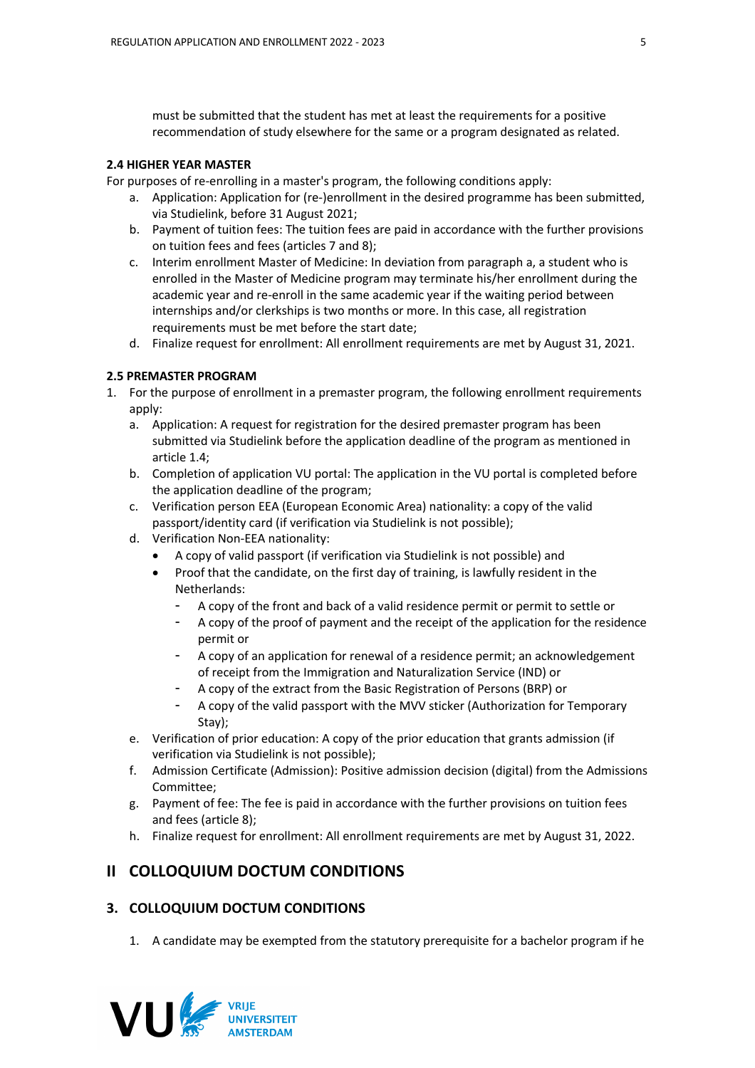must be submitted that the student has met at least the requirements for a positive recommendation of study elsewhere for the same or a program designated as related.

**2.4 HIGHER YEAR MASTER**

For purposes of re-enrolling in a master's program, the following conditions apply:

a. Application: Application for (re-)enrollment in the desired programme has been submitted, via Studielink, before 31 August 2021;
b. Payment of tuition fees: The tuition fees are paid in accordance with the further provisions on tuition fees and fees (articles 7 and 8);
c. Interim enrollment Master of Medicine: In deviation from paragraph a, a student who is enrolled in the Master of Medicine program may terminate his/her enrollment during the academic year and re-enroll in the same academic year if the waiting period between internships and/or clerkships is two months or more. In this case, all registration requirements must be met before the start date;
d. Finalize request for enrollment: All enrollment requirements are met by August 31, 2021.

**2.5 PREMASTER PROGRAM**

1. For the purpose of enrollment in a premaster program, the following enrollment requirements apply:
   a. Application: A request for registration for the desired premaster program has been submitted via Studielink before the application deadline of the program as mentioned in article 1.4;
   b. Completion of application VU portal: The application in the VU portal is completed before the application deadline of the program;
   c. Verification person EEA (European Economic Area) nationality: a copy of the valid passport/identity card (if verification via Studielink is not possible);
   d. Verification Non-EEA nationality:
      - A copy of valid passport (if verification via Studielink is not possible) and
      - Proof that the candidate, on the first day of training, is lawfully resident in the Netherlands:
        - A copy of the front and back of a valid residence permit or permit to settle or
        - A copy of the proof of payment and the receipt of the application for the residence permit or
        - A copy of an application for renewal of a residence permit; an acknowledgement of receipt from the Immigration and Naturalization Service (IND) or
        - A copy of the extract from the Basic Registration of Persons (BRP) or
        - A copy of the valid passport with the MVV sticker (Authorization for Temporary Stay);
   e. Verification of prior education: A copy of the prior education that grants admission (if verification via Studielink is not possible);
   f. Admission Certificate (Admission): Positive admission decision (digital) from the Admissions Committee;
   g. Payment of fee: The fee is paid in accordance with the further provisions on tuition fees and fees (article 8);
   h. Finalize request for enrollment: All enrollment requirements are met by August 31, 2022.

# II COLLOQUIUM DOCTUM CONDITIONS

## 3. COLLOQUIUM DOCTUM CONDITIONS

1. A candidate may be exempted from the statutory prerequisite for a bachelor program if he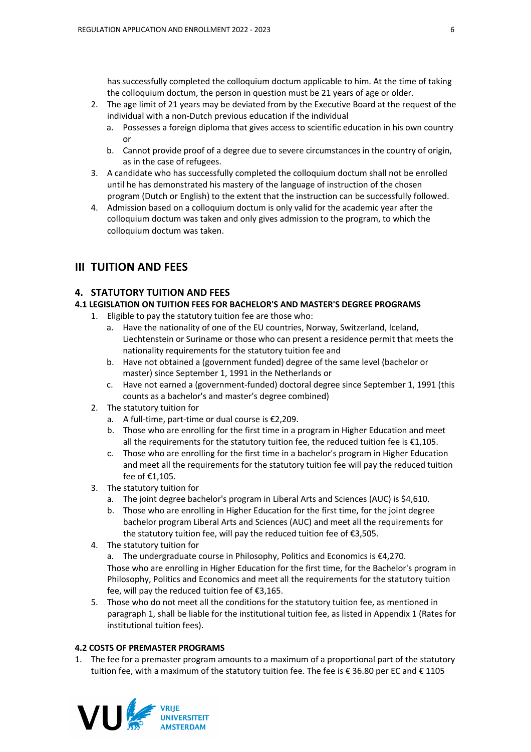has successfully completed the colloquium doctum applicable to him. At the time of taking the colloquium doctum, the person in question must be 21 years of age or older.

2. The age limit of 21 years may be deviated from by the Executive Board at the request of the individual with a non-Dutch previous education if the individual
   a. Possesses a foreign diploma that gives access to scientific education in his own country or
   b. Cannot provide proof of a degree due to severe circumstances in the country of origin, as in the case of refugees.
3. A candidate who has successfully completed the colloquium doctum shall not be enrolled until he has demonstrated his mastery of the language of instruction of the chosen program (Dutch or English) to the extent that the instruction can be successfully followed.
4. Admission based on a colloquium doctum is only valid for the academic year after the colloquium doctum was taken and only gives admission to the program, to which the colloquium doctum was taken.

# III TUITION AND FEES

## 4. STATUTORY TUITION AND FEES

### 4.1 LEGISLATION ON TUITION FEES FOR BACHELOR'S AND MASTER'S DEGREE PROGRAMS

1. Eligible to pay the statutory tuition fee are those who:
   a. Have the nationality of one of the EU countries, Norway, Switzerland, Iceland, Liechtenstein or Suriname or those who can present a residence permit that meets the nationality requirements for the statutory tuition fee and
   b. Have not obtained a (government funded) degree of the same level (bachelor or master) since September 1, 1991 in the Netherlands or
   c. Have not earned a (government-funded) doctoral degree since September 1, 1991 (this counts as a bachelor's and master's degree combined)
2. The statutory tuition for
   a. A full-time, part-time or dual course is €2,209.
   b. Those who are enrolling for the first time in a program in Higher Education and meet all the requirements for the statutory tuition fee, the reduced tuition fee is €1,105.
   c. Those who are enrolling for the first time in a bachelor's program in Higher Education and meet all the requirements for the statutory tuition fee will pay the reduced tuition fee of €1,105.
3. The statutory tuition for
   a. The joint degree bachelor's program in Liberal Arts and Sciences (AUC) is $4,610.
   b. Those who are enrolling in Higher Education for the first time, for the joint degree bachelor program Liberal Arts and Sciences (AUC) and meet all the requirements for the statutory tuition fee, will pay the reduced tuition fee of €3,505.
4. The statutory tuition for
   a. The undergraduate course in Philosophy, Politics and Economics is €4,270.
   
   Those who are enrolling in Higher Education for the first time, for the Bachelor's program in Philosophy, Politics and Economics and meet all the requirements for the statutory tuition fee, will pay the reduced tuition fee of €3,165.
5. Those who do not meet all the conditions for the statutory tuition fee, as mentioned in paragraph 1, shall be liable for the institutional tuition fee, as listed in Appendix 1 (Rates for institutional tuition fees).

### 4.2 COSTS OF PREMASTER PROGRAMS

1. The fee for a premaster program amounts to a maximum of a proportional part of the statutory tuition fee, with a maximum of the statutory tuition fee. The fee is € 36.80 per EC and € 1105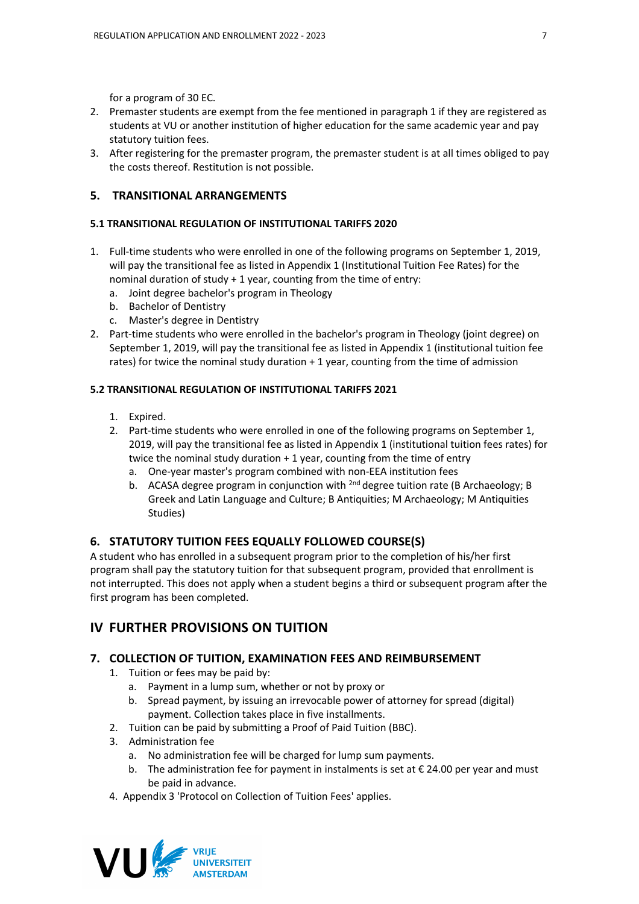for a program of 30 EC.

2. Premaster students are exempt from the fee mentioned in paragraph 1 if they are registered as students at VU or another institution of higher education for the same academic year and pay statutory tuition fees.
3. After registering for the premaster program, the premaster student is at all times obliged to pay the costs thereof. Restitution is not possible.

## 5. TRANSITIONAL ARRANGEMENTS

### 5.1 TRANSITIONAL REGULATION OF INSTITUTIONAL TARIFFS 2020

1. Full-time students who were enrolled in one of the following programs on September 1, 2019, will pay the transitional fee as listed in Appendix 1 (Institutional Tuition Fee Rates) for the nominal duration of study + 1 year, counting from the time of entry:
   a. Joint degree bachelor's program in Theology
   b. Bachelor of Dentistry
   c. Master's degree in Dentistry
2. Part-time students who were enrolled in the bachelor's program in Theology (joint degree) on September 1, 2019, will pay the transitional fee as listed in Appendix 1 (institutional tuition fee rates) for twice the nominal study duration + 1 year, counting from the time of admission

### 5.2 TRANSITIONAL REGULATION OF INSTITUTIONAL TARIFFS 2021

1. Expired.
2. Part-time students who were enrolled in one of the following programs on September 1, 2019, will pay the transitional fee as listed in Appendix 1 (institutional tuition fees rates) for twice the nominal study duration + 1 year, counting from the time of entry
   a. One-year master's program combined with non-EEA institution fees
   b. ACASA degree program in conjunction with 2nd degree tuition rate (B Archaeology; B Greek and Latin Language and Culture; B Antiquities; M Archaeology; M Antiquities Studies)

## 6. STATUTORY TUITION FEES EQUALLY FOLLOWED COURSE(S)

A student who has enrolled in a subsequent program prior to the completion of his/her first program shall pay the statutory tuition for that subsequent program, provided that enrollment is not interrupted. This does not apply when a student begins a third or subsequent program after the first program has been completed.

# IV FURTHER PROVISIONS ON TUITION

## 7. COLLECTION OF TUITION, EXAMINATION FEES AND REIMBURSEMENT

1. Tuition or fees may be paid by:
   a. Payment in a lump sum, whether or not by proxy or
   b. Spread payment, by issuing an irrevocable power of attorney for spread (digital) payment. Collection takes place in five installments.
2. Tuition can be paid by submitting a Proof of Paid Tuition (BBC).
3. Administration fee
   a. No administration fee will be charged for lump sum payments.
   b. The administration fee for payment in instalments is set at € 24.00 per year and must be paid in advance.
4. Appendix 3 'Protocol on Collection of Tuition Fees' applies.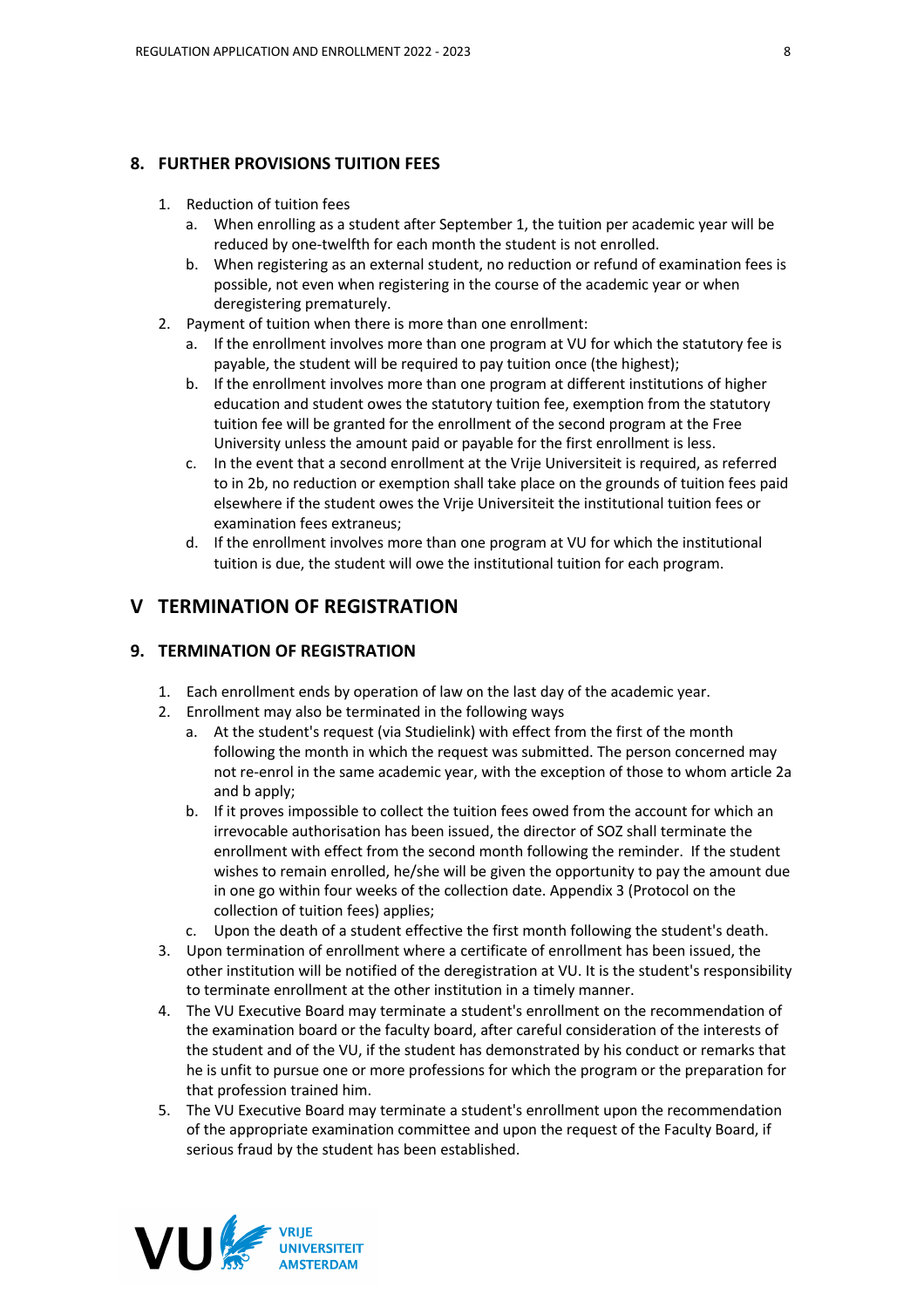### 8. FURTHER PROVISIONS TUITION FEES

1. Reduction of tuition fees
   a. When enrolling as a student after September 1, the tuition per academic year will be reduced by one-twelfth for each month the student is not enrolled.
   b. When registering as an external student, no reduction or refund of examination fees is possible, not even when registering in the course of the academic year or when deregistering prematurely.
2. Payment of tuition when there is more than one enrollment:
   a. If the enrollment involves more than one program at VU for which the statutory fee is payable, the student will be required to pay tuition once (the highest);
   b. If the enrollment involves more than one program at different institutions of higher education and student owes the statutory tuition fee, exemption from the statutory tuition fee will be granted for the enrollment of the second program at the Free University unless the amount paid or payable for the first enrollment is less.
   c. In the event that a second enrollment at the Vrije Universiteit is required, as referred to in 2b, no reduction or exemption shall take place on the grounds of tuition fees paid elsewhere if the student owes the Vrije Universiteit the institutional tuition fees or examination fees extraneus;
   d. If the enrollment involves more than one program at VU for which the institutional tuition is due, the student will owe the institutional tuition for each program.

## V TERMINATION OF REGISTRATION

### 9. TERMINATION OF REGISTRATION

1. Each enrollment ends by operation of law on the last day of the academic year.
2. Enrollment may also be terminated in the following ways
   a. At the student's request (via Studielink) with effect from the first of the month following the month in which the request was submitted. The person concerned may not re-enrol in the same academic year, with the exception of those to whom article 2a and b apply;
   b. If it proves impossible to collect the tuition fees owed from the account for which an irrevocable authorisation has been issued, the director of SOZ shall terminate the enrollment with effect from the second month following the reminder. If the student wishes to remain enrolled, he/she will be given the opportunity to pay the amount due in one go within four weeks of the collection date. Appendix 3 (Protocol on the collection of tuition fees) applies;
   c. Upon the death of a student effective the first month following the student's death.
3. Upon termination of enrollment where a certificate of enrollment has been issued, the other institution will be notified of the deregistration at VU. It is the student's responsibility to terminate enrollment at the other institution in a timely manner.
4. The VU Executive Board may terminate a student's enrollment on the recommendation of the examination board or the faculty board, after careful consideration of the interests of the student and of the VU, if the student has demonstrated by his conduct or remarks that he is unfit to pursue one or more professions for which the program or the preparation for that profession trained him.
5. The VU Executive Board may terminate a student's enrollment upon the recommendation of the appropriate examination committee and upon the request of the Faculty Board, if serious fraud by the student has been established.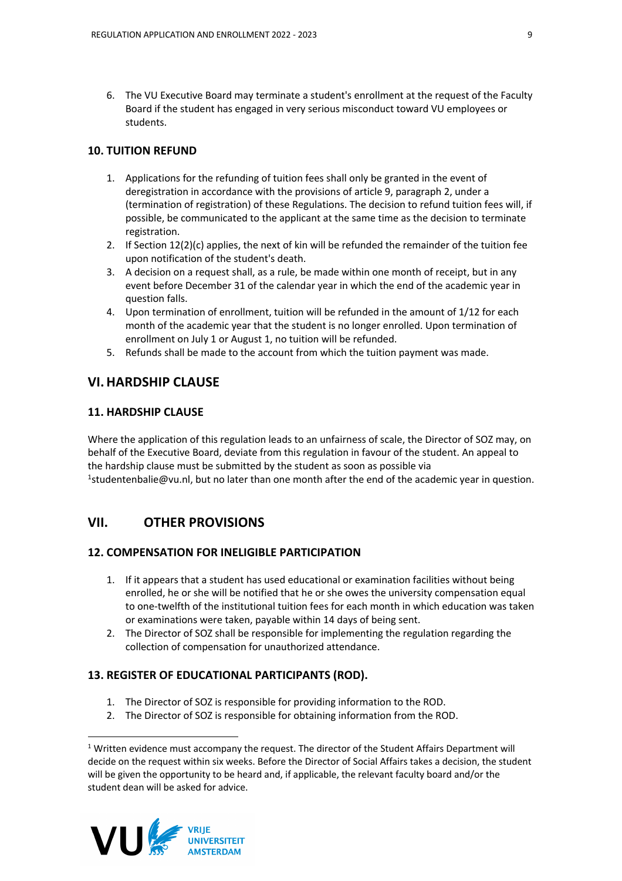6. The VU Executive Board may terminate a student's enrollment at the request of the Faculty Board if the student has engaged in very serious misconduct toward VU employees or students.

### 10. TUITION REFUND

1. Applications for the refunding of tuition fees shall only be granted in the event of deregistration in accordance with the provisions of article 9, paragraph 2, under a (termination of registration) of these Regulations. The decision to refund tuition fees will, if possible, be communicated to the applicant at the same time as the decision to terminate registration.
2. If Section 12(2)(c) applies, the next of kin will be refunded the remainder of the tuition fee upon notification of the student's death.
3. A decision on a request shall, as a rule, be made within one month of receipt, but in any event before December 31 of the calendar year in which the end of the academic year in question falls.
4. Upon termination of enrollment, tuition will be refunded in the amount of 1/12 for each month of the academic year that the student is no longer enrolled. Upon termination of enrollment on July 1 or August 1, no tuition will be refunded.
5. Refunds shall be made to the account from which the tuition payment was made.

## VI. HARDSHIP CLAUSE

### 11. HARDSHIP CLAUSE

Where the application of this regulation leads to an unfairness of scale, the Director of SOZ may, on behalf of the Executive Board, deviate from this regulation in favour of the student. An appeal to the hardship clause must be submitted by the student as soon as possible via [1]studentenbalie@vu.nl, but no later than one month after the end of the academic year in question.

## VII. OTHER PROVISIONS

### 12. COMPENSATION FOR INELIGIBLE PARTICIPATION

1. If it appears that a student has used educational or examination facilities without being enrolled, he or she will be notified that he or she owes the university compensation equal to one-twelfth of the institutional tuition fees for each month in which education was taken or examinations were taken, payable within 14 days of being sent.
2. The Director of SOZ shall be responsible for implementing the regulation regarding the collection of compensation for unauthorized attendance.

### 13. REGISTER OF EDUCATIONAL PARTICIPANTS (ROD).

1. The Director of SOZ is responsible for providing information to the ROD.
2. The Director of SOZ is responsible for obtaining information from the ROD.

---

[1] Written evidence must accompany the request. The director of the Student Affairs Department will decide on the request within six weeks. Before the Director of Social Affairs takes a decision, the student will be given the opportunity to be heard and, if applicable, the relevant faculty board and/or the student dean will be asked for advice.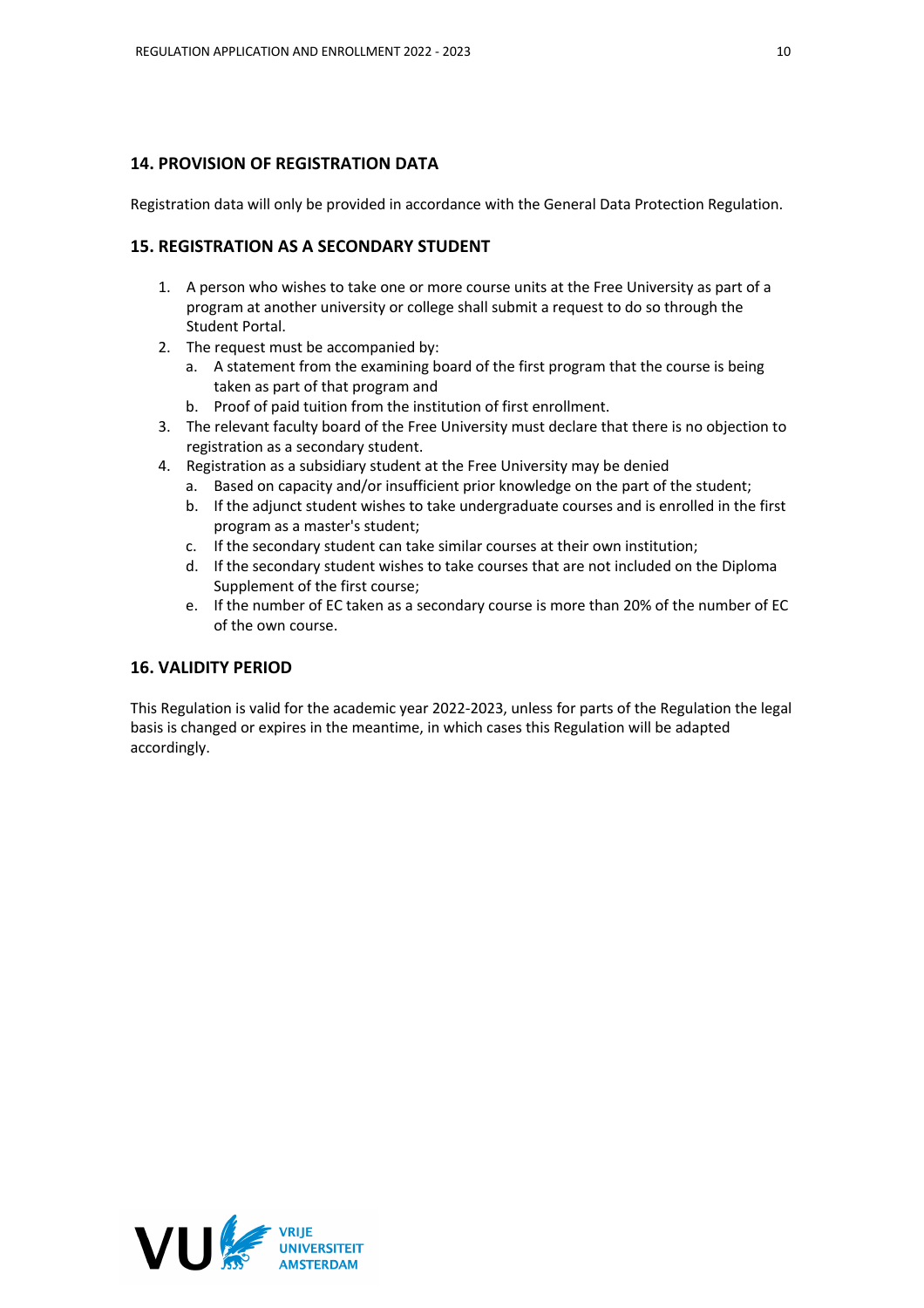## 14. PROVISION OF REGISTRATION DATA

Registration data will only be provided in accordance with the General Data Protection Regulation.

## 15. REGISTRATION AS A SECONDARY STUDENT

1. A person who wishes to take one or more course units at the Free University as part of a program at another university or college shall submit a request to do so through the Student Portal.
2. The request must be accompanied by:
   a. A statement from the examining board of the first program that the course is being taken as part of that program and
   b. Proof of paid tuition from the institution of first enrollment.
3. The relevant faculty board of the Free University must declare that there is no objection to registration as a secondary student.
4. Registration as a subsidiary student at the Free University may be denied
   a. Based on capacity and/or insufficient prior knowledge on the part of the student;
   b. If the adjunct student wishes to take undergraduate courses and is enrolled in the first program as a master's student;
   c. If the secondary student can take similar courses at their own institution;
   d. If the secondary student wishes to take courses that are not included on the Diploma Supplement of the first course;
   e. If the number of EC taken as a secondary course is more than 20% of the number of EC of the own course.

## 16. VALIDITY PERIOD

This Regulation is valid for the academic year 2022-2023, unless for parts of the Regulation the legal basis is changed or expires in the meantime, in which cases this Regulation will be adapted accordingly.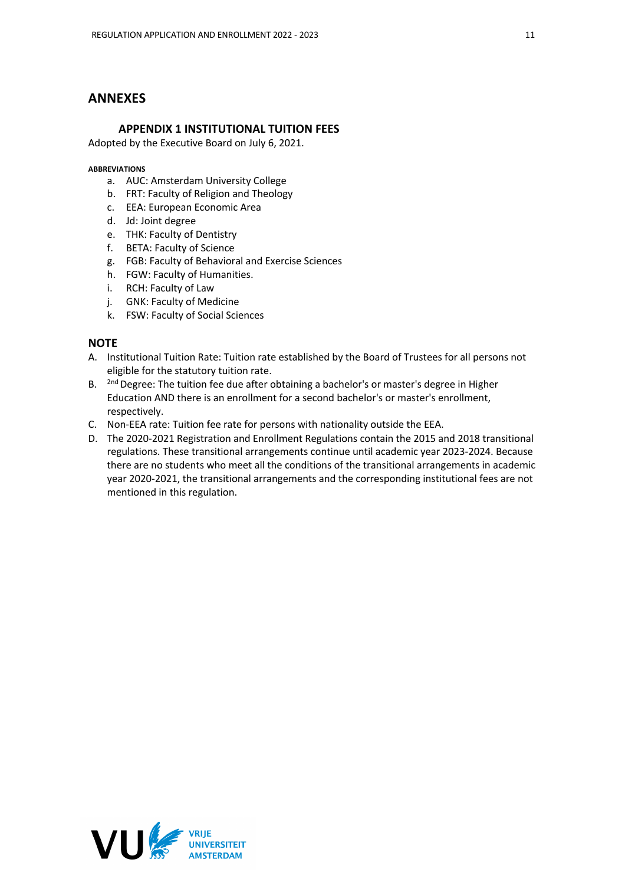# ANNEXES

## APPENDIX 1 INSTITUTIONAL TUITION FEES

Adopted by the Executive Board on July 6, 2021.

#### ABBREVIATIONS

a. AUC: Amsterdam University College
b. FRT: Faculty of Religion and Theology
c. EEA: European Economic Area
d. Jd: Joint degree
e. THK: Faculty of Dentistry
f. BETA: Faculty of Science
g. FGB: Faculty of Behavioral and Exercise Sciences
h. FGW: Faculty of Humanities.
i. RCH: Faculty of Law
j. GNK: Faculty of Medicine
k. FSW: Faculty of Social Sciences

### NOTE

A. Institutional Tuition Rate: Tuition rate established by the Board of Trustees for all persons not eligible for the statutory tuition rate.
B. 2nd Degree: The tuition fee due after obtaining a bachelor's or master's degree in Higher Education AND there is an enrollment for a second bachelor's or master's enrollment, respectively.
C. Non-EEA rate: Tuition fee rate for persons with nationality outside the EEA.
D. The 2020-2021 Registration and Enrollment Regulations contain the 2015 and 2018 transitional regulations. These transitional arrangements continue until academic year 2023-2024. Because there are no students who meet all the conditions of the transitional arrangements in academic year 2020-2021, the transitional arrangements and the corresponding institutional fees are not mentioned in this regulation.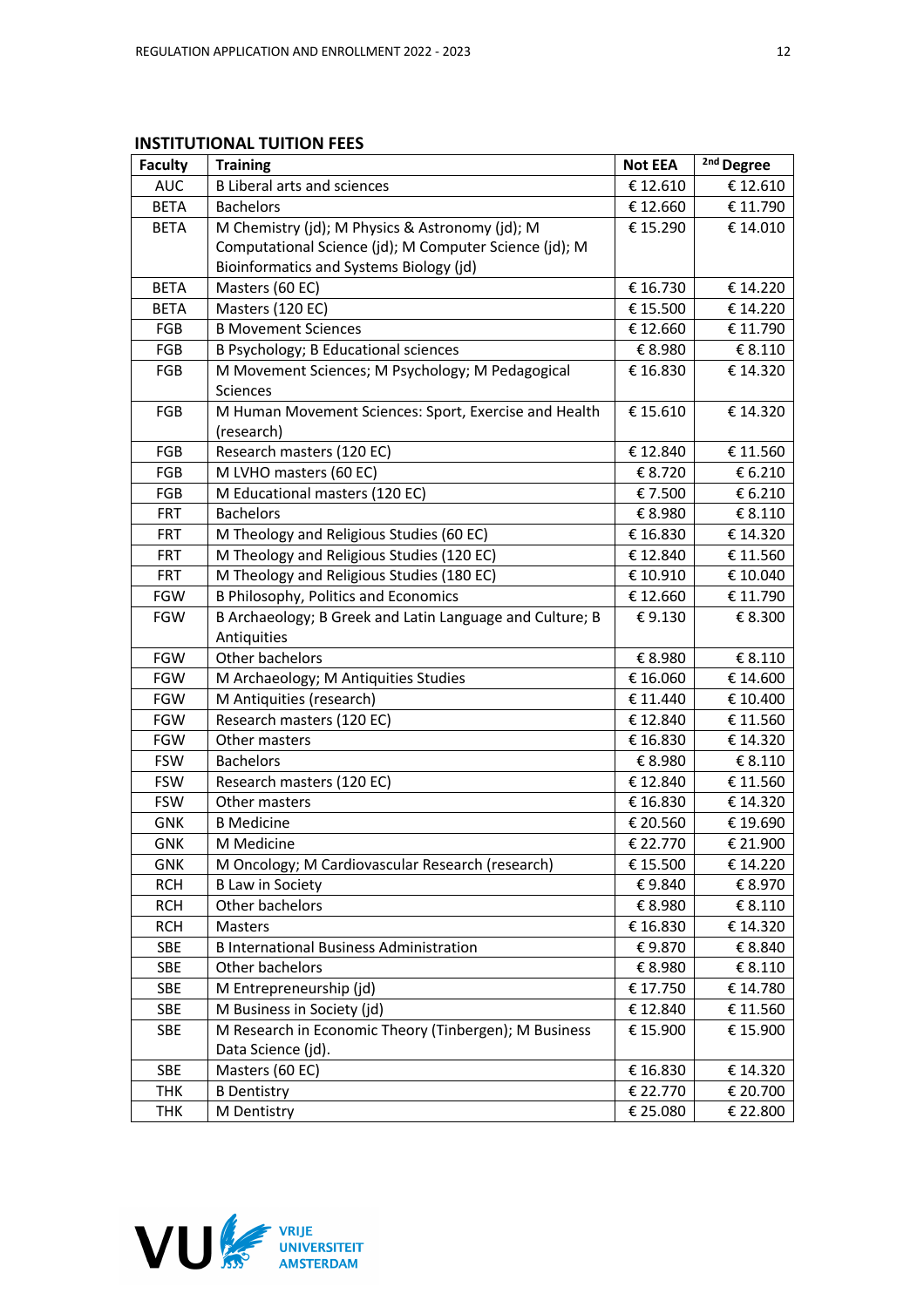## INSTITUTIONAL TUITION FEES

| Faculty | Training | Not EEA | 2nd Degree |
|---|---|---|---|
| AUC | B Liberal arts and sciences | € 12.610 | € 12.610 |
| BETA | Bachelors | € 12.660 | € 11.790 |
| BETA | M Chemistry (jd); M Physics & Astronomy (jd); M Computational Science (jd); M Computer Science (jd); M Bioinformatics and Systems Biology (jd) | € 15.290 | € 14.010 |
| BETA | Masters (60 EC) | € 16.730 | € 14.220 |
| BETA | Masters (120 EC) | € 15.500 | € 14.220 |
| FGB | B Movement Sciences | € 12.660 | € 11.790 |
| FGB | B Psychology; B Educational sciences | € 8.980 | € 8.110 |
| FGB | M Movement Sciences; M Psychology; M Pedagogical Sciences | € 16.830 | € 14.320 |
| FGB | M Human Movement Sciences: Sport, Exercise and Health (research) | € 15.610 | € 14.320 |
| FGB | Research masters (120 EC) | € 12.840 | € 11.560 |
| FGB | M LVHO masters (60 EC) | € 8.720 | € 6.210 |
| FGB | M Educational masters (120 EC) | € 7.500 | € 6.210 |
| FRT | Bachelors | € 8.980 | € 8.110 |
| FRT | M Theology and Religious Studies (60 EC) | € 16.830 | € 14.320 |
| FRT | M Theology and Religious Studies (120 EC) | € 12.840 | € 11.560 |
| FRT | M Theology and Religious Studies (180 EC) | € 10.910 | € 10.040 |
| FGW | B Philosophy, Politics and Economics | € 12.660 | € 11.790 |
| FGW | B Archaeology; B Greek and Latin Language and Culture; B Antiquities | € 9.130 | € 8.300 |
| FGW | Other bachelors | € 8.980 | € 8.110 |
| FGW | M Archaeology; M Antiquities Studies | € 16.060 | € 14.600 |
| FGW | M Antiquities (research) | € 11.440 | € 10.400 |
| FGW | Research masters (120 EC) | € 12.840 | € 11.560 |
| FGW | Other masters | € 16.830 | € 14.320 |
| FSW | Bachelors | € 8.980 | € 8.110 |
| FSW | Research masters (120 EC) | € 12.840 | € 11.560 |
| FSW | Other masters | € 16.830 | € 14.320 |
| GNK | B Medicine | € 20.560 | € 19.690 |
| GNK | M Medicine | € 22.770 | € 21.900 |
| GNK | M Oncology; M Cardiovascular Research (research) | € 15.500 | € 14.220 |
| RCH | B Law in Society | € 9.840 | € 8.970 |
| RCH | Other bachelors | € 8.980 | € 8.110 |
| RCH | Masters | € 16.830 | € 14.320 |
| SBE | B International Business Administration | € 9.870 | € 8.840 |
| SBE | Other bachelors | € 8.980 | € 8.110 |
| SBE | M Entrepreneurship (jd) | € 17.750 | € 14.780 |
| SBE | M Business in Society (jd) | € 12.840 | € 11.560 |
| SBE | M Research in Economic Theory (Tinbergen); M Business Data Science (jd). | € 15.900 | € 15.900 |
| SBE | Masters (60 EC) | € 16.830 | € 14.320 |
| THK | B Dentistry | € 22.770 | € 20.700 |
| THK | M Dentistry | € 25.080 | € 22.800 |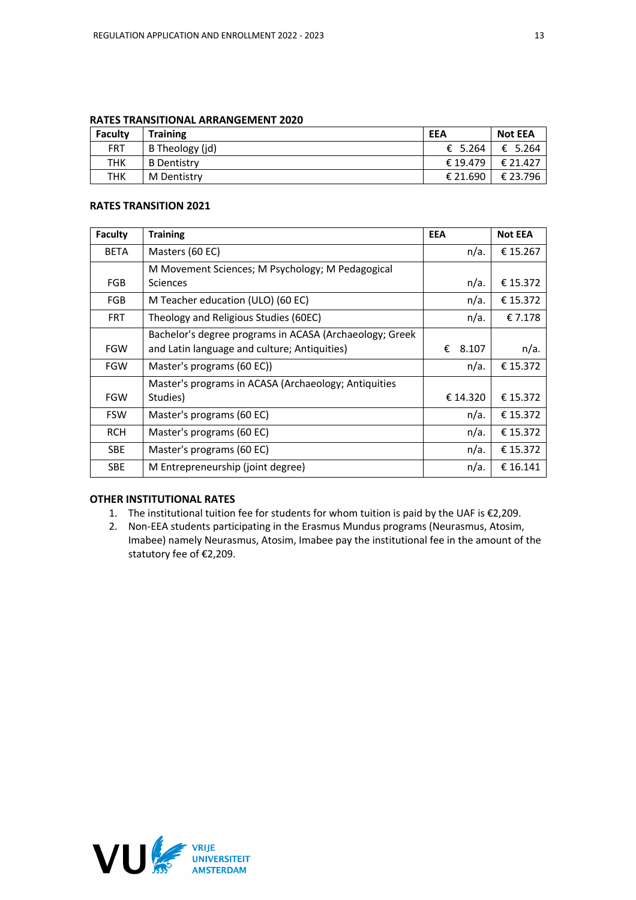**RATES TRANSITIONAL ARRANGEMENT 2020**

| Faculty | Training | EEA | Not EEA |
|---|---|---|---|
| FRT | B Theology (jd) | € 5.264 | € 5.264 |
| THK | B Dentistry | € 19.479 | € 21.427 |
| THK | M Dentistry | € 21.690 | € 23.796 |

**RATES TRANSITION 2021**

| Faculty | Training | EEA | Not EEA |
|---|---|---|---|
| BETA | Masters (60 EC) | n/a. | € 15.267 |
| FGB | M Movement Sciences; M Psychology; M Pedagogical Sciences | n/a. | € 15.372 |
| FGB | M Teacher education (ULO) (60 EC) | n/a. | € 15.372 |
| FRT | Theology and Religious Studies (60EC) | n/a. | € 7.178 |
| FGW | Bachelor's degree programs in ACASA (Archaeology; Greek and Latin language and culture; Antiquities) | € 8.107 | n/a. |
| FGW | Master's programs (60 EC)) | n/a. | € 15.372 |
| FGW | Master's programs in ACASA (Archaeology; Antiquities Studies) | € 14.320 | € 15.372 |
| FSW | Master's programs (60 EC) | n/a. | € 15.372 |
| RCH | Master's programs (60 EC) | n/a. | € 15.372 |
| SBE | Master's programs (60 EC) | n/a. | € 15.372 |
| SBE | M Entrepreneurship (joint degree) | n/a. | € 16.141 |

**OTHER INSTITUTIONAL RATES**

1. The institutional tuition fee for students for whom tuition is paid by the UAF is €2,209.
2. Non-EEA students participating in the Erasmus Mundus programs (Neurasmus, Atosim, Imabee) namely Neurasmus, Atosim, Imabee pay the institutional fee in the amount of the statutory fee of €2,209.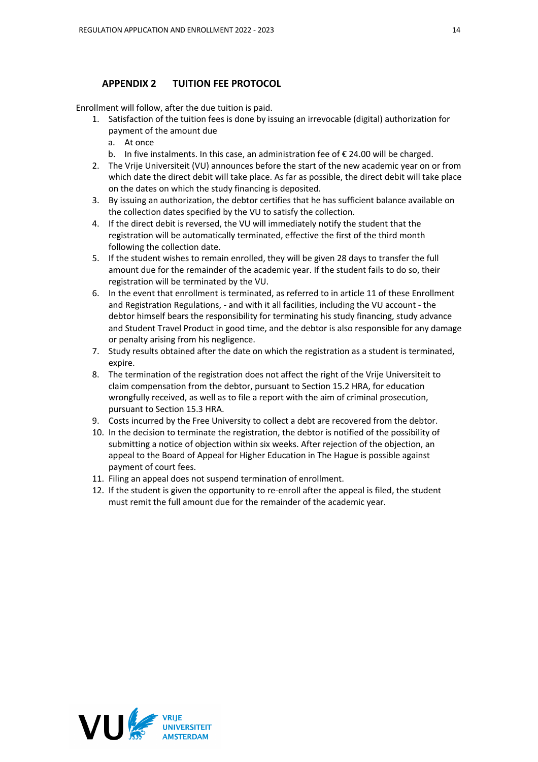## APPENDIX 2 TUITION FEE PROTOCOL

Enrollment will follow, after the due tuition is paid.

1. Satisfaction of the tuition fees is done by issuing an irrevocable (digital) authorization for payment of the amount due
   a. At once
   b. In five instalments. In this case, an administration fee of € 24.00 will be charged.
2. The Vrije Universiteit (VU) announces before the start of the new academic year on or from which date the direct debit will take place. As far as possible, the direct debit will take place on the dates on which the study financing is deposited.
3. By issuing an authorization, the debtor certifies that he has sufficient balance available on the collection dates specified by the VU to satisfy the collection.
4. If the direct debit is reversed, the VU will immediately notify the student that the registration will be automatically terminated, effective the first of the third month following the collection date.
5. If the student wishes to remain enrolled, they will be given 28 days to transfer the full amount due for the remainder of the academic year. If the student fails to do so, their registration will be terminated by the VU.
6. In the event that enrollment is terminated, as referred to in article 11 of these Enrollment and Registration Regulations, - and with it all facilities, including the VU account - the debtor himself bears the responsibility for terminating his study financing, study advance and Student Travel Product in good time, and the debtor is also responsible for any damage or penalty arising from his negligence.
7. Study results obtained after the date on which the registration as a student is terminated, expire.
8. The termination of the registration does not affect the right of the Vrije Universiteit to claim compensation from the debtor, pursuant to Section 15.2 HRA, for education wrongfully received, as well as to file a report with the aim of criminal prosecution, pursuant to Section 15.3 HRA.
9. Costs incurred by the Free University to collect a debt are recovered from the debtor.
10. In the decision to terminate the registration, the debtor is notified of the possibility of submitting a notice of objection within six weeks. After rejection of the objection, an appeal to the Board of Appeal for Higher Education in The Hague is possible against payment of court fees.
11. Filing an appeal does not suspend termination of enrollment.
12. If the student is given the opportunity to re-enroll after the appeal is filed, the student must remit the full amount due for the remainder of the academic year.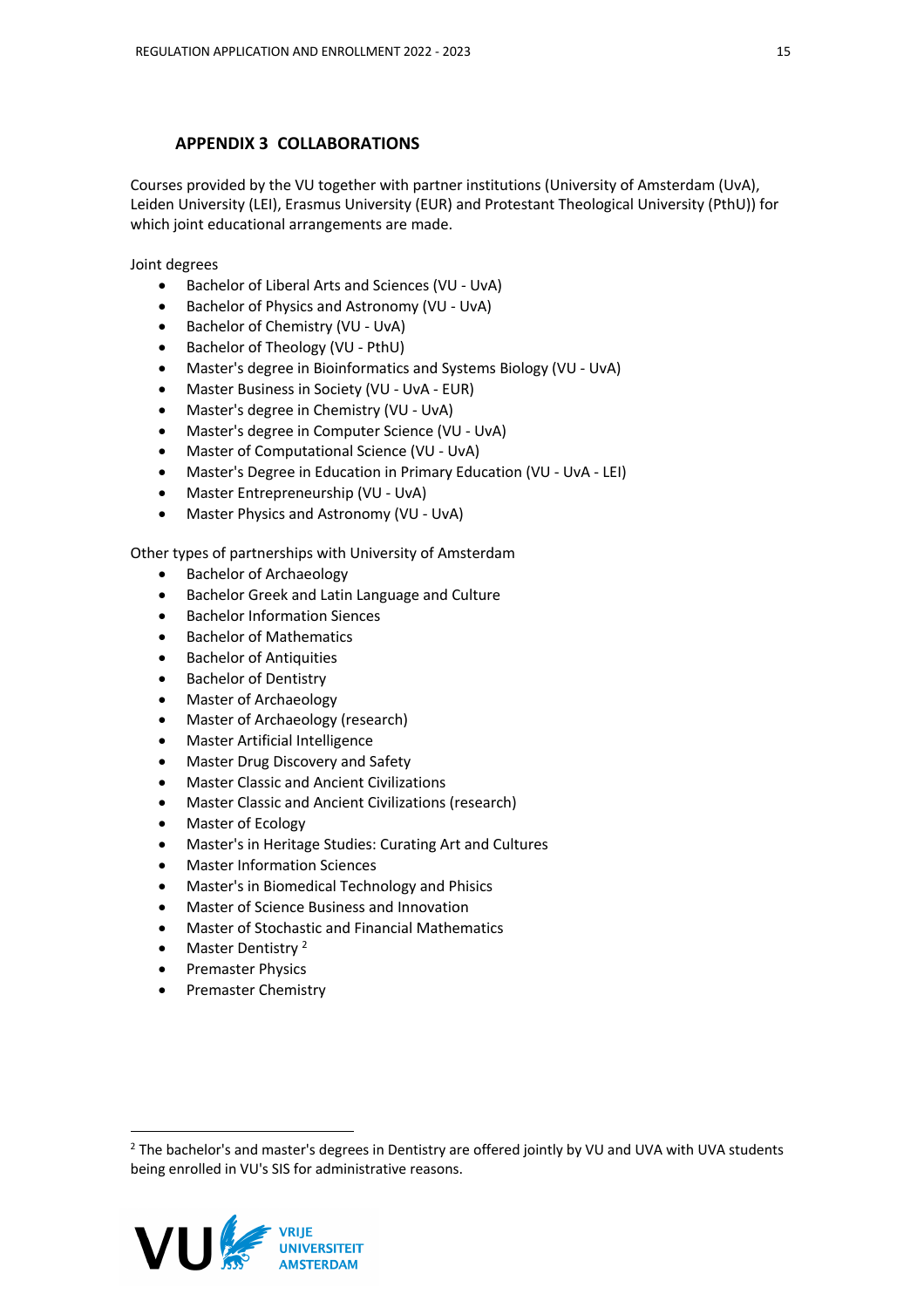## APPENDIX 3 COLLABORATIONS

Courses provided by the VU together with partner institutions (University of Amsterdam (UvA), Leiden University (LEI), Erasmus University (EUR) and Protestant Theological University (PthU)) for which joint educational arrangements are made.

Joint degrees

- Bachelor of Liberal Arts and Sciences (VU - UvA)
- Bachelor of Physics and Astronomy (VU - UvA)
- Bachelor of Chemistry (VU - UvA)
- Bachelor of Theology (VU - PthU)
- Master's degree in Bioinformatics and Systems Biology (VU - UvA)
- Master Business in Society (VU - UvA - EUR)
- Master's degree in Chemistry (VU - UvA)
- Master's degree in Computer Science (VU - UvA)
- Master of Computational Science (VU - UvA)
- Master's Degree in Education in Primary Education (VU - UvA - LEI)
- Master Entrepreneurship (VU - UvA)
- Master Physics and Astronomy (VU - UvA)

Other types of partnerships with University of Amsterdam

- Bachelor of Archaeology
- Bachelor Greek and Latin Language and Culture
- Bachelor Information Siences
- Bachelor of Mathematics
- Bachelor of Antiquities
- Bachelor of Dentistry
- Master of Archaeology
- Master of Archaeology (research)
- Master Artificial Intelligence
- Master Drug Discovery and Safety
- Master Classic and Ancient Civilizations
- Master Classic and Ancient Civilizations (research)
- Master of Ecology
- Master's in Heritage Studies: Curating Art and Cultures
- Master Information Sciences
- Master's in Biomedical Technology and Physics
- Master of Science Business and Innovation
- Master of Stochastic and Financial Mathematics
- Master Dentistry [2]
- Premaster Physics
- Premaster Chemistry

[2] The bachelor's and master's degrees in Dentistry are offered jointly by VU and UVA with UVA students being enrolled in VU's SIS for administrative reasons.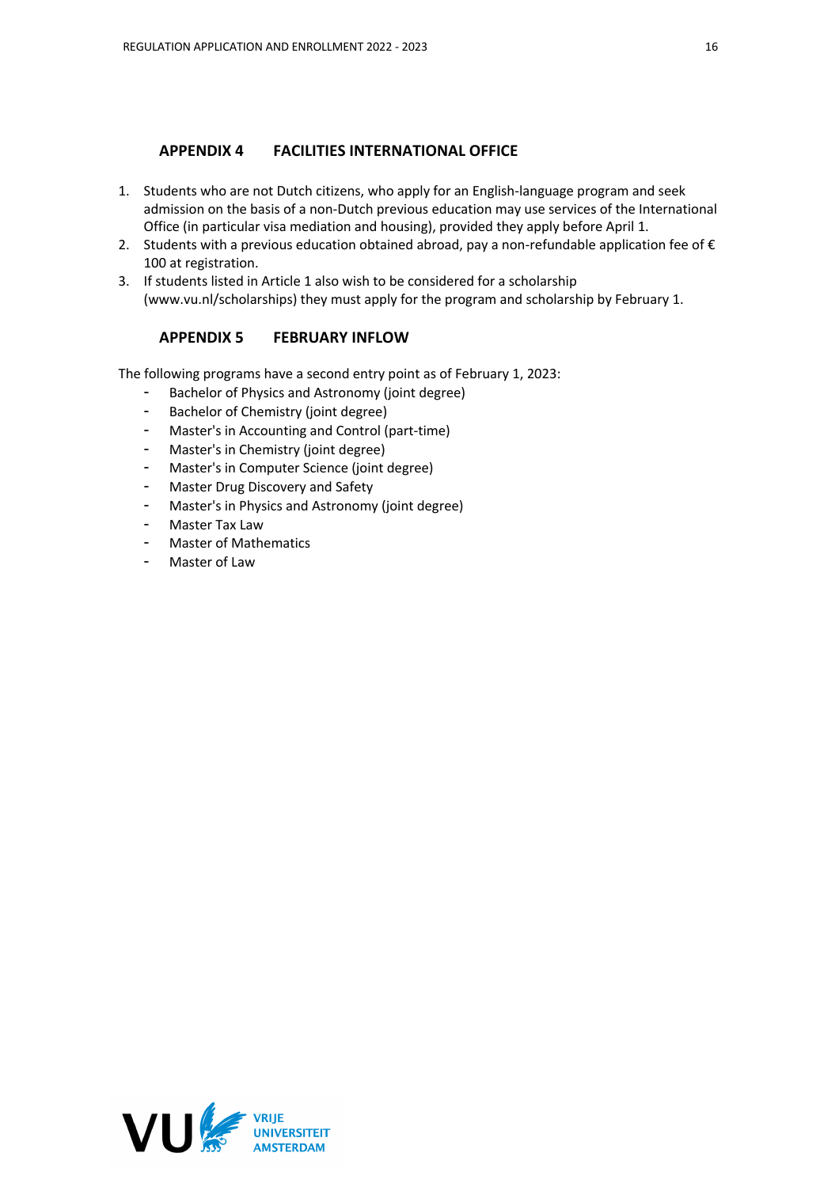## APPENDIX 4 FACILITIES INTERNATIONAL OFFICE

1. Students who are not Dutch citizens, who apply for an English-language program and seek admission on the basis of a non-Dutch previous education may use services of the International Office (in particular visa mediation and housing), provided they apply before April 1.
2. Students with a previous education obtained abroad, pay a non-refundable application fee of € 100 at registration.
3. If students listed in Article 1 also wish to be considered for a scholarship (www.vu.nl/scholarships) they must apply for the program and scholarship by February 1.

## APPENDIX 5 FEBRUARY INFLOW

The following programs have a second entry point as of February 1, 2023:

- Bachelor of Physics and Astronomy (joint degree)
- Bachelor of Chemistry (joint degree)
- Master's in Accounting and Control (part-time)
- Master's in Chemistry (joint degree)
- Master's in Computer Science (joint degree)
- Master Drug Discovery and Safety
- Master's in Physics and Astronomy (joint degree)
- Master Tax Law
- Master of Mathematics
- Master of Law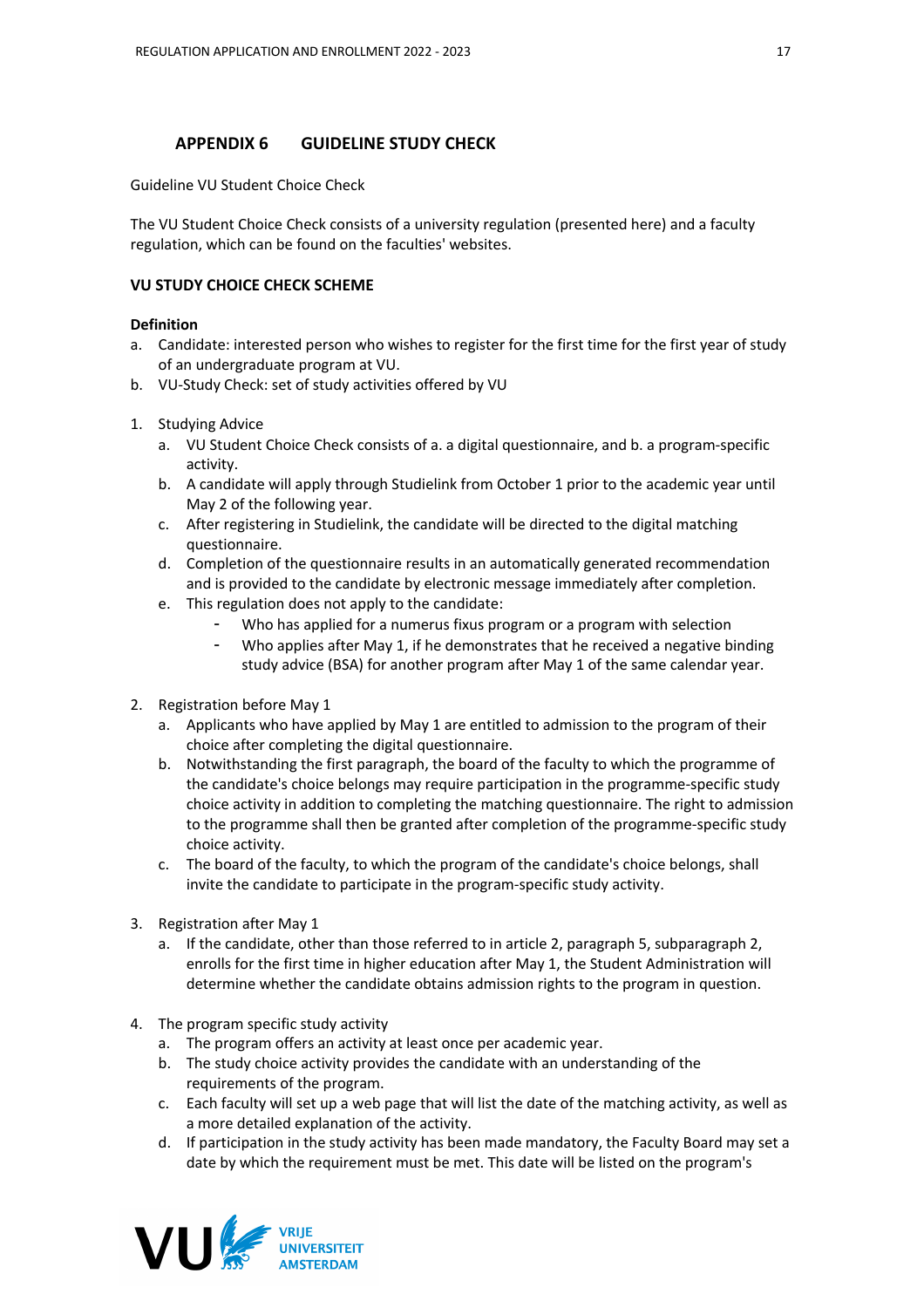## APPENDIX 6 GUIDELINE STUDY CHECK

Guideline VU Student Choice Check

The VU Student Choice Check consists of a university regulation (presented here) and a faculty regulation, which can be found on the faculties' websites.

### VU STUDY CHOICE CHECK SCHEME

**Definition**

a. Candidate: interested person who wishes to register for the first time for the first year of study of an undergraduate program at VU.
b. VU-Study Check: set of study activities offered by VU

1. Studying Advice
   a. VU Student Choice Check consists of a. a digital questionnaire, and b. a program-specific activity.
   b. A candidate will apply through Studielink from October 1 prior to the academic year until May 2 of the following year.
   c. After registering in Studielink, the candidate will be directed to the digital matching questionnaire.
   d. Completion of the questionnaire results in an automatically generated recommendation and is provided to the candidate by electronic message immediately after completion.
   e. This regulation does not apply to the candidate:
      - Who has applied for a numerus fixus program or a program with selection
      - Who applies after May 1, if he demonstrates that he received a negative binding study advice (BSA) for another program after May 1 of the same calendar year.

2. Registration before May 1
   a. Applicants who have applied by May 1 are entitled to admission to the program of their choice after completing the digital questionnaire.
   b. Notwithstanding the first paragraph, the board of the faculty to which the programme of the candidate's choice belongs may require participation in the programme-specific study choice activity in addition to completing the matching questionnaire. The right to admission to the programme shall then be granted after completion of the programme-specific study choice activity.
   c. The board of the faculty, to which the program of the candidate's choice belongs, shall invite the candidate to participate in the program-specific study activity.

3. Registration after May 1
   a. If the candidate, other than those referred to in article 2, paragraph 5, subparagraph 2, enrolls for the first time in higher education after May 1, the Student Administration will determine whether the candidate obtains admission rights to the program in question.

4. The program specific study activity
   a. The program offers an activity at least once per academic year.
   b. The study choice activity provides the candidate with an understanding of the requirements of the program.
   c. Each faculty will set up a web page that will list the date of the matching activity, as well as a more detailed explanation of the activity.
   d. If participation in the study activity has been made mandatory, the Faculty Board may set a date by which the requirement must be met. This date will be listed on the program's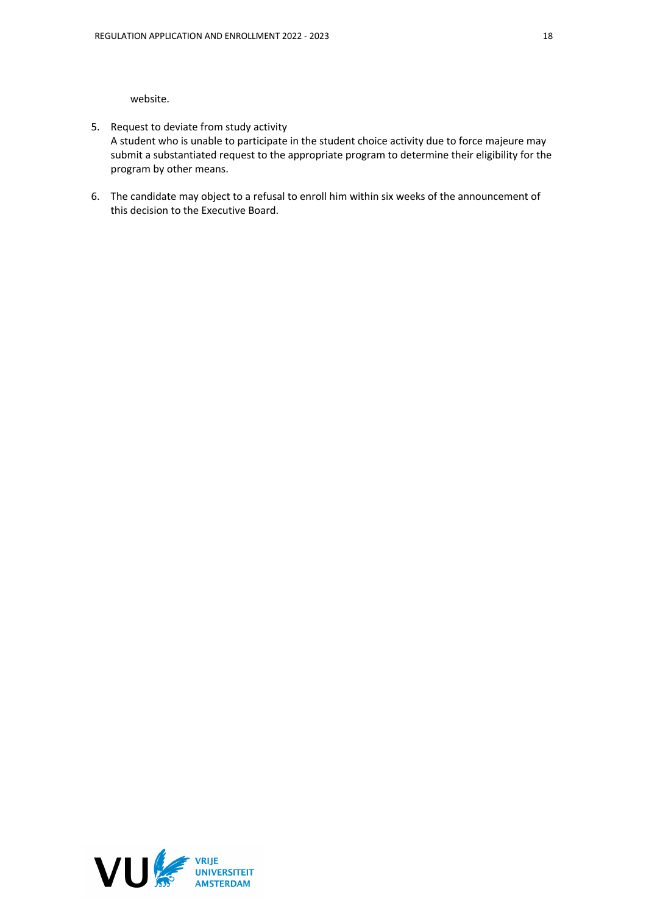website.

5. Request to deviate from study activity
   A student who is unable to participate in the student choice activity due to force majeure may submit a substantiated request to the appropriate program to determine their eligibility for the program by other means.

6. The candidate may object to a refusal to enroll him within six weeks of the announcement of this decision to the Executive Board.